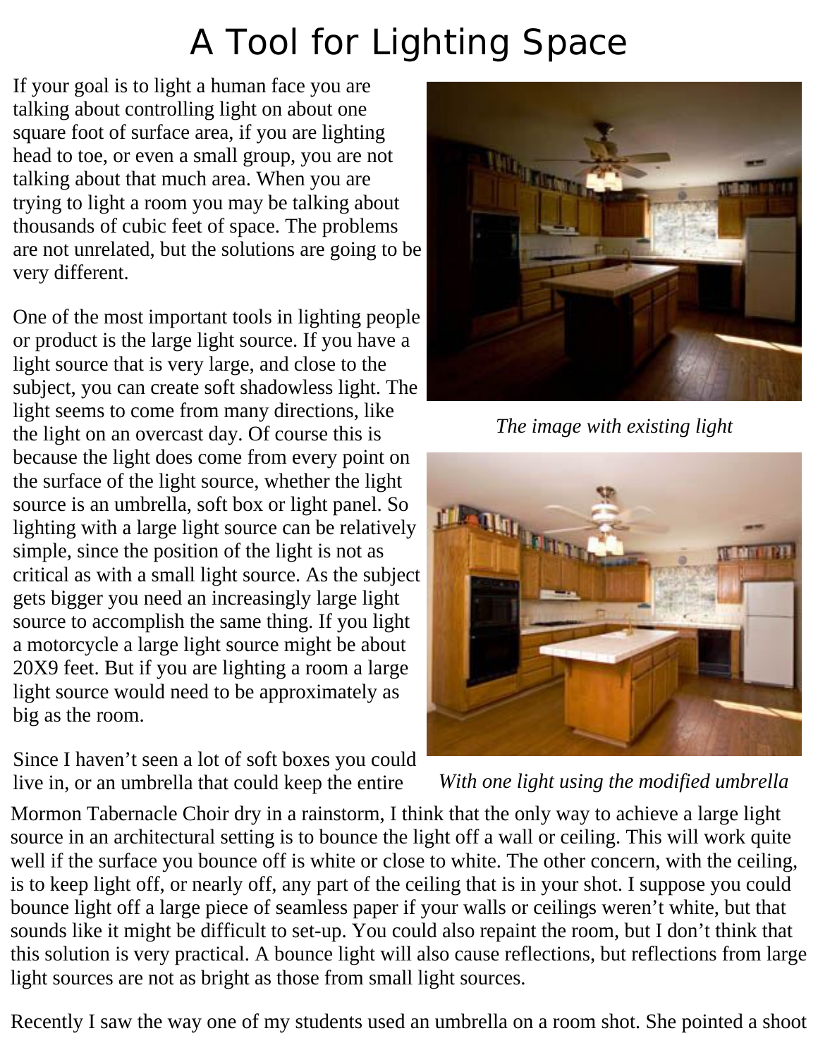# A Tool for Lighting Space

If your goal is to light a human face you are talking about controlling light on about one square foot of surface area, if you are lighting head to toe, or even a small group, you are not talking about that much area. When you are trying to light a room you may be talking about thousands of cubic feet of space. The problems are not unrelated, but the solutions are going to be very different.

One of the most important tools in lighting people or product is the large light source. If you have a light source that is very large, and close to the subject, you can create soft shadowless light. The light seems to come from many directions, like the light on an overcast day. Of course this is because the light does come from every point on the surface of the light source, whether the light source is an umbrella, soft box or light panel. So lighting with a large light source can be relatively simple, since the position of the light is not as critical as with a small light source. As the subject gets bigger you need an increasingly large light source to accomplish the same thing. If you light a motorcycle a large light source might be about 20X9 feet. But if you are lighting a room a large light source would need to be approximately as big as the room.

*The image with existing light*

*With one light using the modified umbrella*

Since I haven't seen a lot of soft boxes you could live in, or an umbrella that could keep the entire Mormon Tabernacle Choir dry in a rainstorm, I think that the only way to achieve a large light source in an architectural setting is to bounce the light off a wall or ceiling. This will work quite well if the surface you bounce off is white or close to white. The other concern, with the ceiling, is to keep light off, or nearly off, any part of the ceiling that is in your shot. I suppose you could bounce light off a large piece of seamless paper if your walls or ceilings weren't white, but that sounds like it might be difficult to set-up. You could also repaint the room, but I don't think that this solution is very practical. A bounce light will also cause reflections, but reflections from large light sources are not as bright as those from small light sources.

Recently I saw the way one of my students used an umbrella on a room shot. She pointed a shoot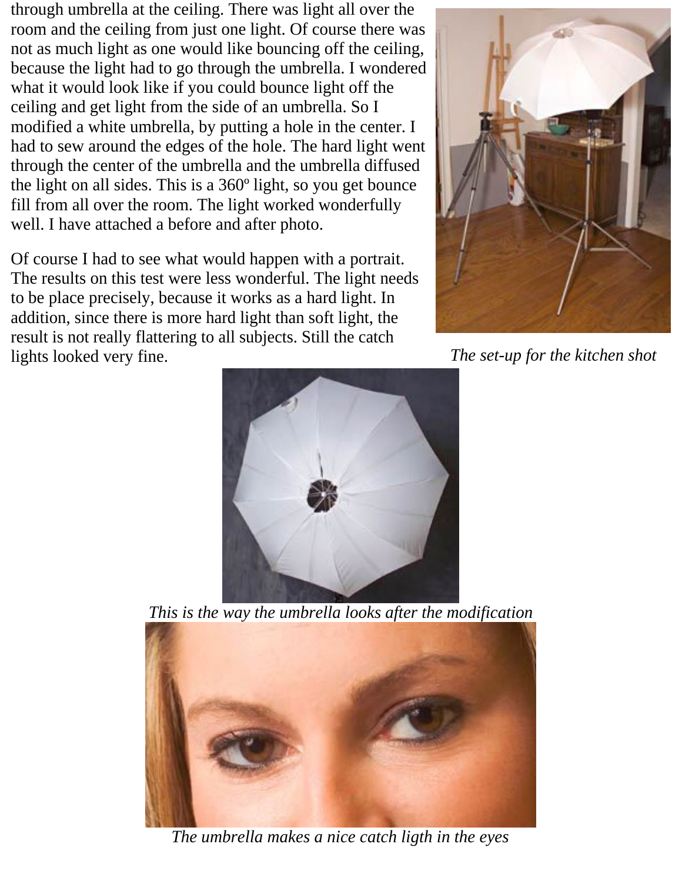through umbrella at the ceiling. There was light all over the room and the ceiling from just one light. Of course there was not as much light as one would like bouncing off the ceiling, because the light had to go through the umbrella. I wondered what it would look like if you could bounce light off the ceiling and get light from the side of an umbrella. So I modified a white umbrella, by putting a hole in the center. I had to sew around the edges of the hole. The hard light went through the center of the umbrella and the umbrella diffused the light on all sides. This is a 360º light, so you get bounce fill from all over the room. The light worked wonderfully well. I have attached a before and after photo.

Of course I had to see what would happen with a portrait. The results on this test were less wonderful. The light needs to be place precisely, because it works as a hard light. In addition, since there is more hard light than soft light, the result is not really flattering to all subjects. Still the catch lights looked very fine.

*The set-up for the kitchen shot*

*This is the way the umbrella looks after the modification*

*The umbrella makes a nice catch ligth in the eyes*